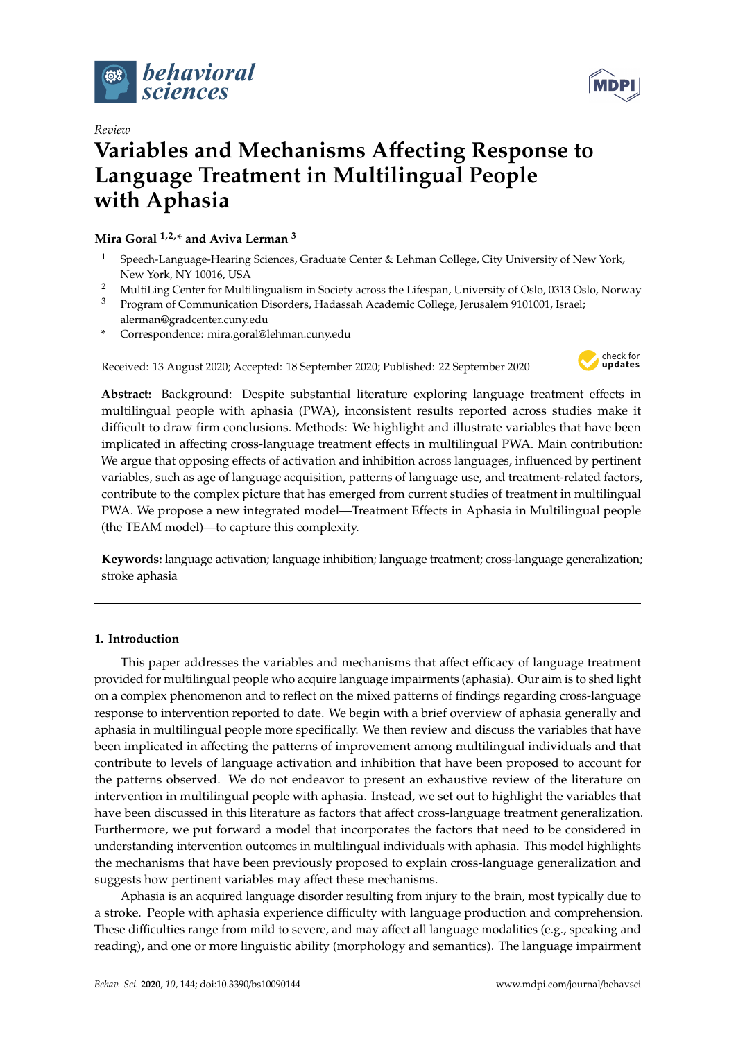*Review*

# Variables and Mechanisms Affecting Response to Language Treatment in Multilingual People with Aphasia

**Mira Goral [1,2,*] and Aviva Lerman [3]**

1. Speech-Language-Hearing Sciences, Graduate Center & Lehman College, City University of New York, New York, NY 10016, USA
2. MultiLing Center for Multilingualism in Society across the Lifespan, University of Oslo, 0313 Oslo, Norway
3. Program of Communication Disorders, Hadassah Academic College, Jerusalem 9101001, Israel; alerman@gradcenter.cuny.edu

\* Correspondence: mira.goral@lehman.cuny.edu

Received: 13 August 2020; Accepted: 18 September 2020; Published: 22 September 2020

**Abstract:** Background: Despite substantial literature exploring language treatment effects in multilingual people with aphasia (PWA), inconsistent results reported across studies make it difficult to draw firm conclusions. Methods: We highlight and illustrate variables that have been implicated in affecting cross-language treatment effects in multilingual PWA. Main contribution: We argue that opposing effects of activation and inhibition across languages, influenced by pertinent variables, such as age of language acquisition, patterns of language use, and treatment-related factors, contribute to the complex picture that has emerged from current studies of treatment in multilingual PWA. We propose a new integrated model—Treatment Effects in Aphasia in Multilingual people (the TEAM model)—to capture this complexity.

**Keywords:** language activation; language inhibition; language treatment; cross-language generalization; stroke aphasia

## 1. Introduction

This paper addresses the variables and mechanisms that affect efficacy of language treatment provided for multilingual people who acquire language impairments (aphasia). Our aim is to shed light on a complex phenomenon and to reflect on the mixed patterns of findings regarding cross-language response to intervention reported to date. We begin with a brief overview of aphasia generally and aphasia in multilingual people more specifically. We then review and discuss the variables that have been implicated in affecting the patterns of improvement among multilingual individuals and that contribute to levels of language activation and inhibition that have been proposed to account for the patterns observed. We do not endeavor to present an exhaustive review of the literature on intervention in multilingual people with aphasia. Instead, we set out to highlight the variables that have been discussed in this literature as factors that affect cross-language treatment generalization. Furthermore, we put forward a model that incorporates the factors that need to be considered in understanding intervention outcomes in multilingual individuals with aphasia. This model highlights the mechanisms that have been previously proposed to explain cross-language generalization and suggests how pertinent variables may affect these mechanisms.

Aphasia is an acquired language disorder resulting from injury to the brain, most typically due to a stroke. People with aphasia experience difficulty with language production and comprehension. These difficulties range from mild to severe, and may affect all language modalities (e.g., speaking and reading), and one or more linguistic ability (morphology and semantics). The language impairment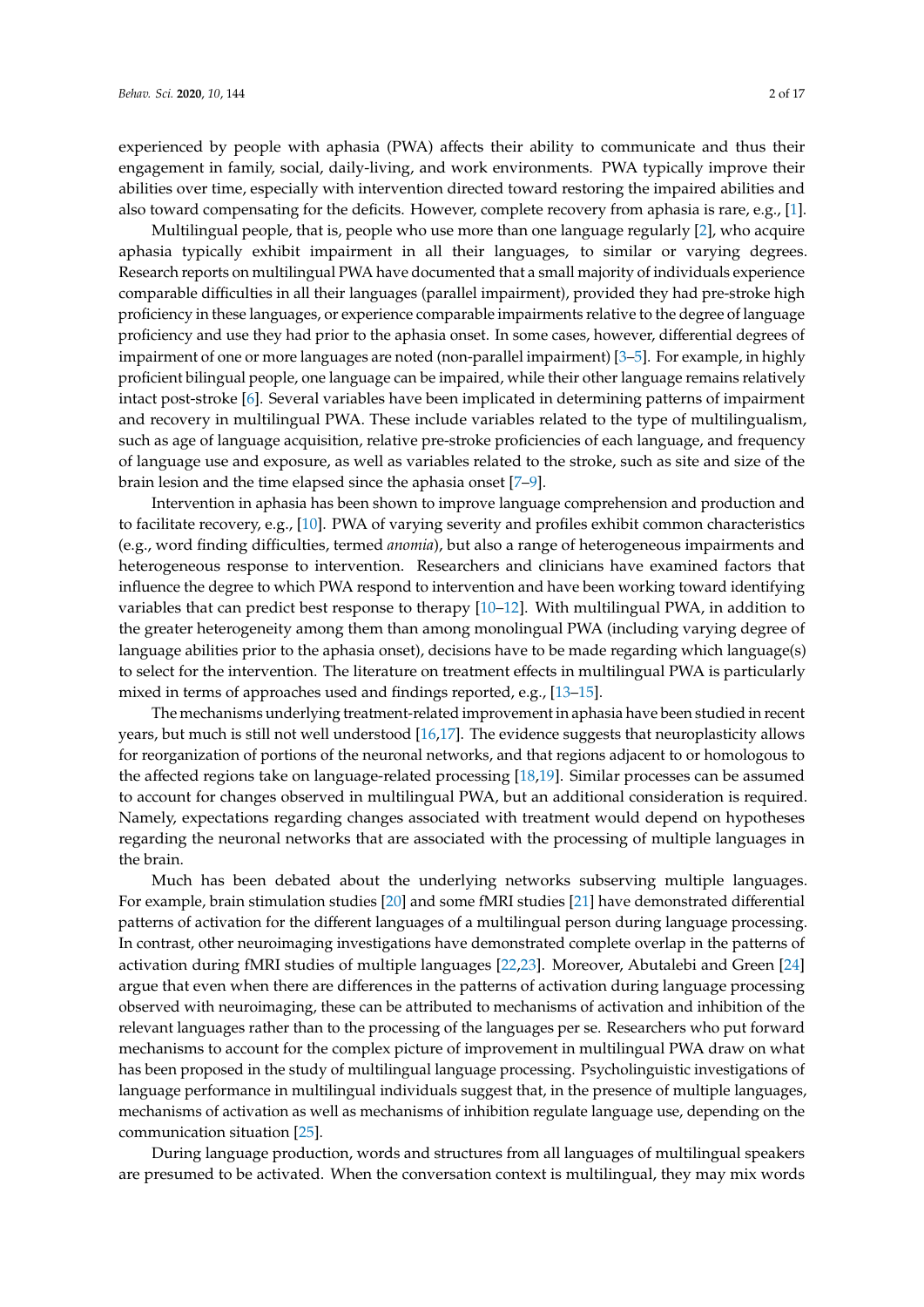experienced by people with aphasia (PWA) affects their ability to communicate and thus their engagement in family, social, daily-living, and work environments. PWA typically improve their abilities over time, especially with intervention directed toward restoring the impaired abilities and also toward compensating for the deficits. However, complete recovery from aphasia is rare, e.g., [1].

Multilingual people, that is, people who use more than one language regularly [2], who acquire aphasia typically exhibit impairment in all their languages, to similar or varying degrees. Research reports on multilingual PWA have documented that a small majority of individuals experience comparable difficulties in all their languages (parallel impairment), provided they had pre-stroke high proficiency in these languages, or experience comparable impairments relative to the degree of language proficiency and use they had prior to the aphasia onset. In some cases, however, differential degrees of impairment of one or more languages are noted (non-parallel impairment) [3–5]. For example, in highly proficient bilingual people, one language can be impaired, while their other language remains relatively intact post-stroke [6]. Several variables have been implicated in determining patterns of impairment and recovery in multilingual PWA. These include variables related to the type of multilingualism, such as age of language acquisition, relative pre-stroke proficiencies of each language, and frequency of language use and exposure, as well as variables related to the stroke, such as site and size of the brain lesion and the time elapsed since the aphasia onset [7–9].

Intervention in aphasia has been shown to improve language comprehension and production and to facilitate recovery, e.g., [10]. PWA of varying severity and profiles exhibit common characteristics (e.g., word finding difficulties, termed *anomia*), but also a range of heterogeneous impairments and heterogeneous response to intervention. Researchers and clinicians have examined factors that influence the degree to which PWA respond to intervention and have been working toward identifying variables that can predict best response to therapy [10–12]. With multilingual PWA, in addition to the greater heterogeneity among them than among monolingual PWA (including varying degree of language abilities prior to the aphasia onset), decisions have to be made regarding which language(s) to select for the intervention. The literature on treatment effects in multilingual PWA is particularly mixed in terms of approaches used and findings reported, e.g., [13–15].

The mechanisms underlying treatment-related improvement in aphasia have been studied in recent years, but much is still not well understood [16,17]. The evidence suggests that neuroplasticity allows for reorganization of portions of the neuronal networks, and that regions adjacent to or homologous to the affected regions take on language-related processing [18,19]. Similar processes can be assumed to account for changes observed in multilingual PWA, but an additional consideration is required. Namely, expectations regarding changes associated with treatment would depend on hypotheses regarding the neuronal networks that are associated with the processing of multiple languages in the brain.

Much has been debated about the underlying networks subserving multiple languages. For example, brain stimulation studies [20] and some fMRI studies [21] have demonstrated differential patterns of activation for the different languages of a multilingual person during language processing. In contrast, other neuroimaging investigations have demonstrated complete overlap in the patterns of activation during fMRI studies of multiple languages [22,23]. Moreover, Abutalebi and Green [24] argue that even when there are differences in the patterns of activation during language processing observed with neuroimaging, these can be attributed to mechanisms of activation and inhibition of the relevant languages rather than to the processing of the languages per se. Researchers who put forward mechanisms to account for the complex picture of improvement in multilingual PWA draw on what has been proposed in the study of multilingual language processing. Psycholinguistic investigations of language performance in multilingual individuals suggest that, in the presence of multiple languages, mechanisms of activation as well as mechanisms of inhibition regulate language use, depending on the communication situation [25].

During language production, words and structures from all languages of multilingual speakers are presumed to be activated. When the conversation context is multilingual, they may mix words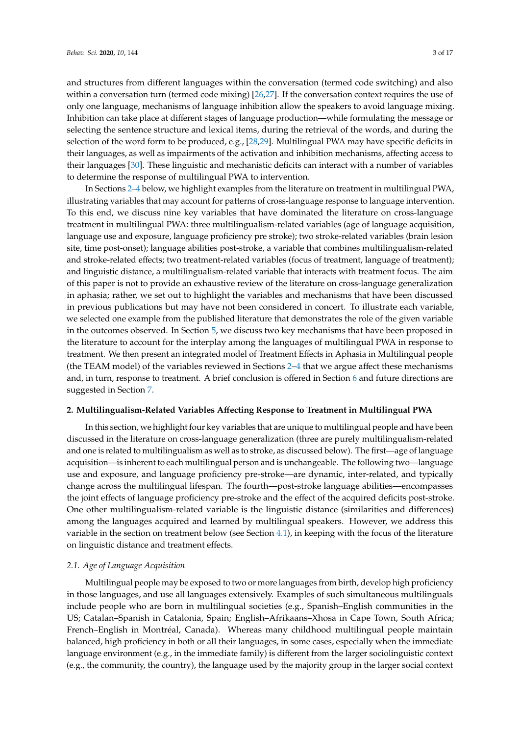and structures from different languages within the conversation (termed code switching) and also within a conversation turn (termed code mixing) [26,27]. If the conversation context requires the use of only one language, mechanisms of language inhibition allow the speakers to avoid language mixing. Inhibition can take place at different stages of language production—while formulating the message or selecting the sentence structure and lexical items, during the retrieval of the words, and during the selection of the word form to be produced, e.g., [28,29]. Multilingual PWA may have specific deficits in their languages, as well as impairments of the activation and inhibition mechanisms, affecting access to their languages [30]. These linguistic and mechanistic deficits can interact with a number of variables to determine the response of multilingual PWA to intervention.

In Sections 2–4 below, we highlight examples from the literature on treatment in multilingual PWA, illustrating variables that may account for patterns of cross-language response to language intervention. To this end, we discuss nine key variables that have dominated the literature on cross-language treatment in multilingual PWA: three multilingualism-related variables (age of language acquisition, language use and exposure, language proficiency pre stroke); two stroke-related variables (brain lesion site, time post-onset); language abilities post-stroke, a variable that combines multilingualism-related and stroke-related effects; two treatment-related variables (focus of treatment, language of treatment); and linguistic distance, a multilingualism-related variable that interacts with treatment focus. The aim of this paper is not to provide an exhaustive review of the literature on cross-language generalization in aphasia; rather, we set out to highlight the variables and mechanisms that have been discussed in previous publications but may have not been considered in concert. To illustrate each variable, we selected one example from the published literature that demonstrates the role of the given variable in the outcomes observed. In Section 5, we discuss two key mechanisms that have been proposed in the literature to account for the interplay among the languages of multilingual PWA in response to treatment. We then present an integrated model of Treatment Effects in Aphasia in Multilingual people (the TEAM model) of the variables reviewed in Sections 2–4 that we argue affect these mechanisms and, in turn, response to treatment. A brief conclusion is offered in Section 6 and future directions are suggested in Section 7.

## 2. Multilingualism-Related Variables Affecting Response to Treatment in Multilingual PWA

In this section, we highlight four key variables that are unique to multilingual people and have been discussed in the literature on cross-language generalization (three are purely multilingualism-related and one is related to multilingualism as well as to stroke, as discussed below). The first—age of language acquisition—is inherent to each multilingual person and is unchangeable. The following two—language use and exposure, and language proficiency pre-stroke—are dynamic, inter-related, and typically change across the multilingual lifespan. The fourth—post-stroke language abilities—encompasses the joint effects of language proficiency pre-stroke and the effect of the acquired deficits post-stroke. One other multilingualism-related variable is the linguistic distance (similarities and differences) among the languages acquired and learned by multilingual speakers. However, we address this variable in the section on treatment below (see Section 4.1), in keeping with the focus of the literature on linguistic distance and treatment effects.

### *2.1. Age of Language Acquisition*

Multilingual people may be exposed to two or more languages from birth, develop high proficiency in those languages, and use all languages extensively. Examples of such simultaneous multilinguals include people who are born in multilingual societies (e.g., Spanish–English communities in the US; Catalan–Spanish in Catalonia, Spain; English–Afrikaans–Xhosa in Cape Town, South Africa; French–English in Montréal, Canada). Whereas many childhood multilingual people maintain balanced, high proficiency in both or all their languages, in some cases, especially when the immediate language environment (e.g., in the immediate family) is different from the larger sociolinguistic context (e.g., the community, the country), the language used by the majority group in the larger social context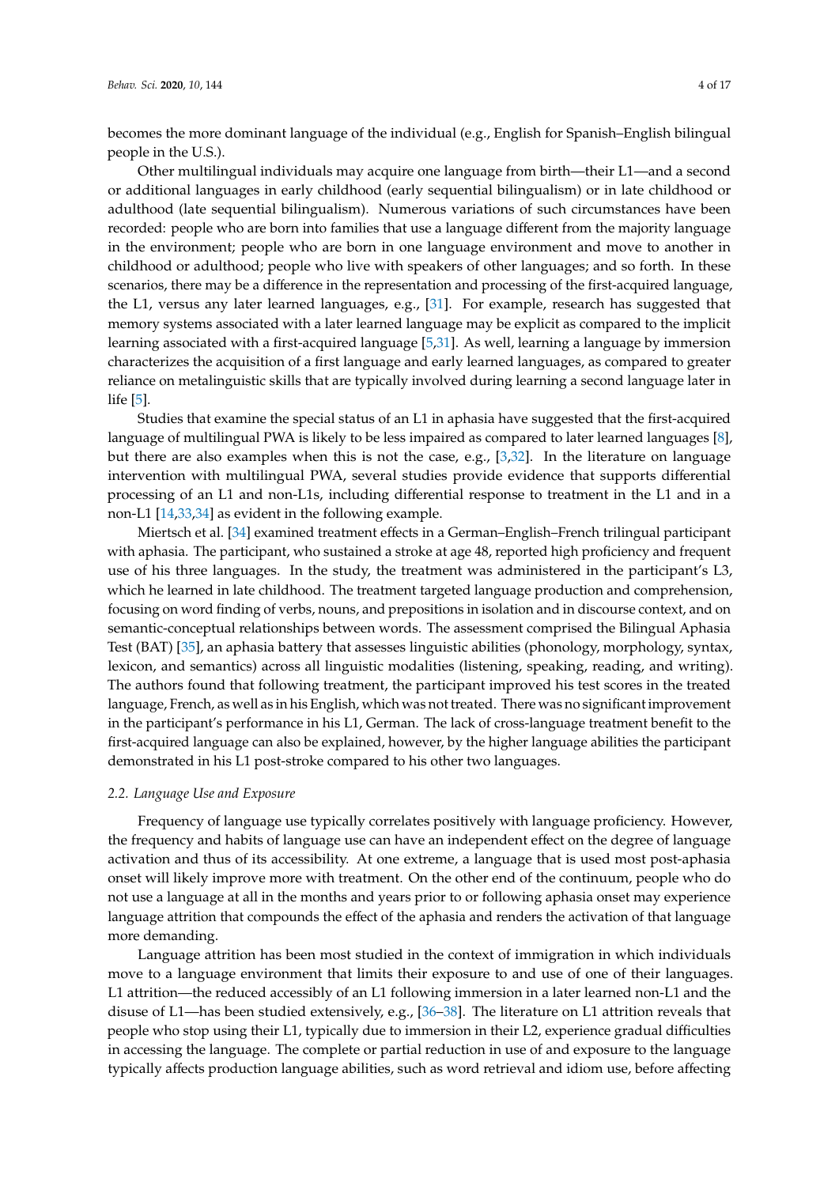becomes the more dominant language of the individual (e.g., English for Spanish–English bilingual people in the U.S.).

Other multilingual individuals may acquire one language from birth—their L1—and a second or additional languages in early childhood (early sequential bilingualism) or in late childhood or adulthood (late sequential bilingualism). Numerous variations of such circumstances have been recorded: people who are born into families that use a language different from the majority language in the environment; people who are born in one language environment and move to another in childhood or adulthood; people who live with speakers of other languages; and so forth. In these scenarios, there may be a difference in the representation and processing of the first-acquired language, the L1, versus any later learned languages, e.g., [31]. For example, research has suggested that memory systems associated with a later learned language may be explicit as compared to the implicit learning associated with a first-acquired language [5,31]. As well, learning a language by immersion characterizes the acquisition of a first language and early learned languages, as compared to greater reliance on metalinguistic skills that are typically involved during learning a second language later in life [5].

Studies that examine the special status of an L1 in aphasia have suggested that the first-acquired language of multilingual PWA is likely to be less impaired as compared to later learned languages [8], but there are also examples when this is not the case, e.g., [3,32]. In the literature on language intervention with multilingual PWA, several studies provide evidence that supports differential processing of an L1 and non-L1s, including differential response to treatment in the L1 and in a non-L1 [14,33,34] as evident in the following example.

Miertsch et al. [34] examined treatment effects in a German–English–French trilingual participant with aphasia. The participant, who sustained a stroke at age 48, reported high proficiency and frequent use of his three languages. In the study, the treatment was administered in the participant's L3, which he learned in late childhood. The treatment targeted language production and comprehension, focusing on word finding of verbs, nouns, and prepositions in isolation and in discourse context, and on semantic-conceptual relationships between words. The assessment comprised the Bilingual Aphasia Test (BAT) [35], an aphasia battery that assesses linguistic abilities (phonology, morphology, syntax, lexicon, and semantics) across all linguistic modalities (listening, speaking, reading, and writing). The authors found that following treatment, the participant improved his test scores in the treated language, French, as well as in his English, which was not treated. There was no significant improvement in the participant's performance in his L1, German. The lack of cross-language treatment benefit to the first-acquired language can also be explained, however, by the higher language abilities the participant demonstrated in his L1 post-stroke compared to his other two languages.

### *2.2. Language Use and Exposure*

Frequency of language use typically correlates positively with language proficiency. However, the frequency and habits of language use can have an independent effect on the degree of language activation and thus of its accessibility. At one extreme, a language that is used most post-aphasia onset will likely improve more with treatment. On the other end of the continuum, people who do not use a language at all in the months and years prior to or following aphasia onset may experience language attrition that compounds the effect of the aphasia and renders the activation of that language more demanding.

Language attrition has been most studied in the context of immigration in which individuals move to a language environment that limits their exposure to and use of one of their languages. L1 attrition—the reduced accessibly of an L1 following immersion in a later learned non-L1 and the disuse of L1—has been studied extensively, e.g., [36–38]. The literature on L1 attrition reveals that people who stop using their L1, typically due to immersion in their L2, experience gradual difficulties in accessing the language. The complete or partial reduction in use of and exposure to the language typically affects production language abilities, such as word retrieval and idiom use, before affecting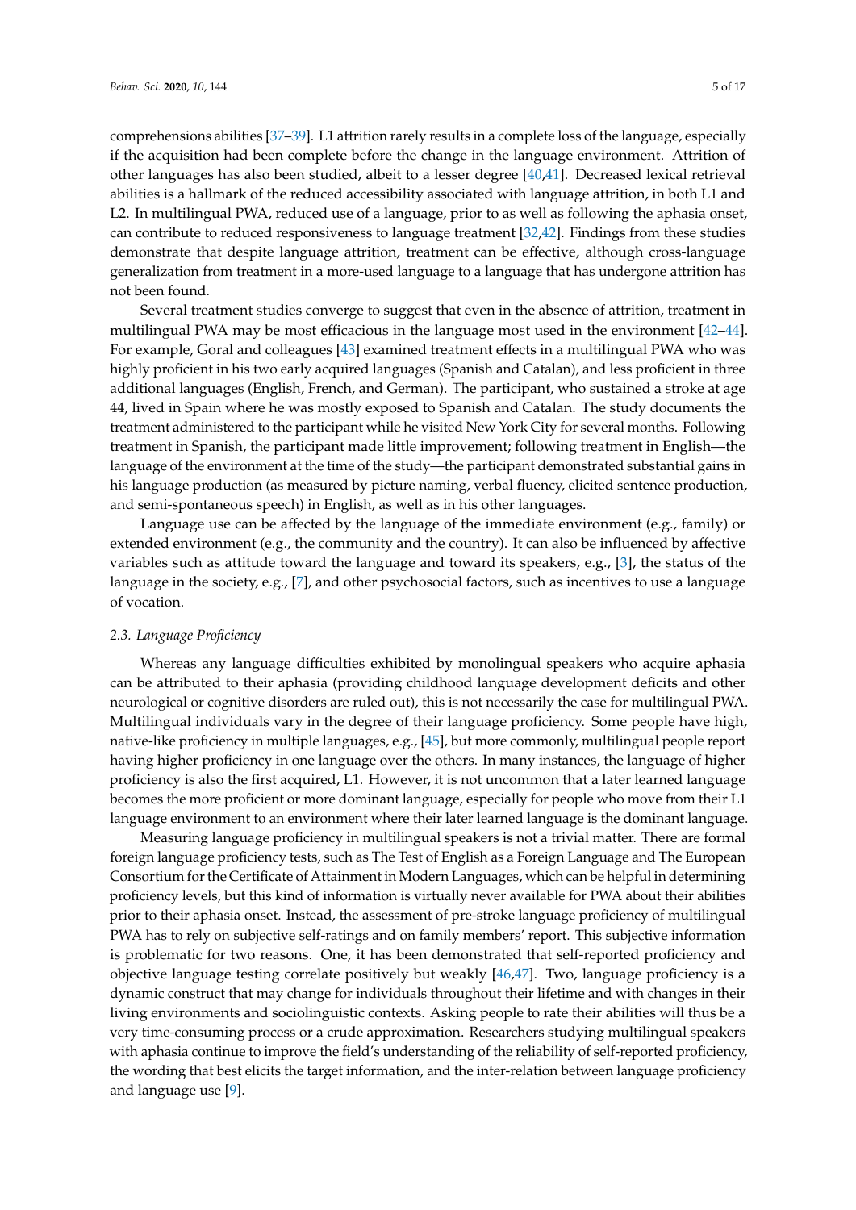comprehensions abilities [37–39]. L1 attrition rarely results in a complete loss of the language, especially if the acquisition had been complete before the change in the language environment. Attrition of other languages has also been studied, albeit to a lesser degree [40,41]. Decreased lexical retrieval abilities is a hallmark of the reduced accessibility associated with language attrition, in both L1 and L2. In multilingual PWA, reduced use of a language, prior to as well as following the aphasia onset, can contribute to reduced responsiveness to language treatment [32,42]. Findings from these studies demonstrate that despite language attrition, treatment can be effective, although cross-language generalization from treatment in a more-used language to a language that has undergone attrition has not been found.

Several treatment studies converge to suggest that even in the absence of attrition, treatment in multilingual PWA may be most efficacious in the language most used in the environment [42–44]. For example, Goral and colleagues [43] examined treatment effects in a multilingual PWA who was highly proficient in his two early acquired languages (Spanish and Catalan), and less proficient in three additional languages (English, French, and German). The participant, who sustained a stroke at age 44, lived in Spain where he was mostly exposed to Spanish and Catalan. The study documents the treatment administered to the participant while he visited New York City for several months. Following treatment in Spanish, the participant made little improvement; following treatment in English—the language of the environment at the time of the study—the participant demonstrated substantial gains in his language production (as measured by picture naming, verbal fluency, elicited sentence production, and semi-spontaneous speech) in English, as well as in his other languages.

Language use can be affected by the language of the immediate environment (e.g., family) or extended environment (e.g., the community and the country). It can also be influenced by affective variables such as attitude toward the language and toward its speakers, e.g., [3], the status of the language in the society, e.g., [7], and other psychosocial factors, such as incentives to use a language of vocation.

### *2.3. Language Proficiency*

Whereas any language difficulties exhibited by monolingual speakers who acquire aphasia can be attributed to their aphasia (providing childhood language development deficits and other neurological or cognitive disorders are ruled out), this is not necessarily the case for multilingual PWA. Multilingual individuals vary in the degree of their language proficiency. Some people have high, native-like proficiency in multiple languages, e.g., [45], but more commonly, multilingual people report having higher proficiency in one language over the others. In many instances, the language of higher proficiency is also the first acquired, L1. However, it is not uncommon that a later learned language becomes the more proficient or more dominant language, especially for people who move from their L1 language environment to an environment where their later learned language is the dominant language.

Measuring language proficiency in multilingual speakers is not a trivial matter. There are formal foreign language proficiency tests, such as The Test of English as a Foreign Language and The European Consortium for the Certificate of Attainment in Modern Languages, which can be helpful in determining proficiency levels, but this kind of information is virtually never available for PWA about their abilities prior to their aphasia onset. Instead, the assessment of pre-stroke language proficiency of multilingual PWA has to rely on subjective self-ratings and on family members' report. This subjective information is problematic for two reasons. One, it has been demonstrated that self-reported proficiency and objective language testing correlate positively but weakly [46,47]. Two, language proficiency is a dynamic construct that may change for individuals throughout their lifetime and with changes in their living environments and sociolinguistic contexts. Asking people to rate their abilities will thus be a very time-consuming process or a crude approximation. Researchers studying multilingual speakers with aphasia continue to improve the field's understanding of the reliability of self-reported proficiency, the wording that best elicits the target information, and the inter-relation between language proficiency and language use [9].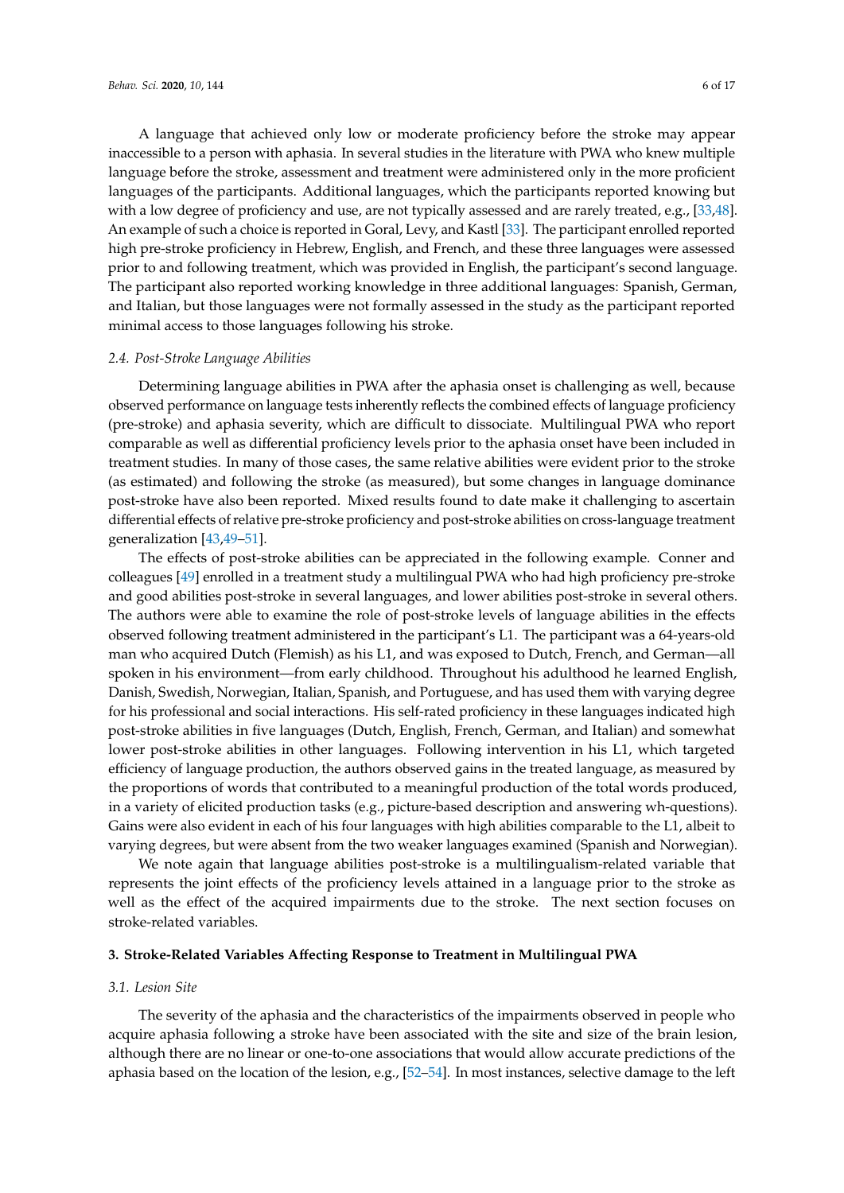A language that achieved only low or moderate proficiency before the stroke may appear inaccessible to a person with aphasia. In several studies in the literature with PWA who knew multiple language before the stroke, assessment and treatment were administered only in the more proficient languages of the participants. Additional languages, which the participants reported knowing but with a low degree of proficiency and use, are not typically assessed and are rarely treated, e.g., [33,48]. An example of such a choice is reported in Goral, Levy, and Kastl [33]. The participant enrolled reported high pre-stroke proficiency in Hebrew, English, and French, and these three languages were assessed prior to and following treatment, which was provided in English, the participant's second language. The participant also reported working knowledge in three additional languages: Spanish, German, and Italian, but those languages were not formally assessed in the study as the participant reported minimal access to those languages following his stroke.

### *2.4. Post-Stroke Language Abilities*

Determining language abilities in PWA after the aphasia onset is challenging as well, because observed performance on language tests inherently reflects the combined effects of language proficiency (pre-stroke) and aphasia severity, which are difficult to dissociate. Multilingual PWA who report comparable as well as differential proficiency levels prior to the aphasia onset have been included in treatment studies. In many of those cases, the same relative abilities were evident prior to the stroke (as estimated) and following the stroke (as measured), but some changes in language dominance post-stroke have also been reported. Mixed results found to date make it challenging to ascertain differential effects of relative pre-stroke proficiency and post-stroke abilities on cross-language treatment generalization [43,49–51].

The effects of post-stroke abilities can be appreciated in the following example. Conner and colleagues [49] enrolled in a treatment study a multilingual PWA who had high proficiency pre-stroke and good abilities post-stroke in several languages, and lower abilities post-stroke in several others. The authors were able to examine the role of post-stroke levels of language abilities in the effects observed following treatment administered in the participant's L1. The participant was a 64-years-old man who acquired Dutch (Flemish) as his L1, and was exposed to Dutch, French, and German—all spoken in his environment—from early childhood. Throughout his adulthood he learned English, Danish, Swedish, Norwegian, Italian, Spanish, and Portuguese, and has used them with varying degree for his professional and social interactions. His self-rated proficiency in these languages indicated high post-stroke abilities in five languages (Dutch, English, French, German, and Italian) and somewhat lower post-stroke abilities in other languages. Following intervention in his L1, which targeted efficiency of language production, the authors observed gains in the treated language, as measured by the proportions of words that contributed to a meaningful production of the total words produced, in a variety of elicited production tasks (e.g., picture-based description and answering wh-questions). Gains were also evident in each of his four languages with high abilities comparable to the L1, albeit to varying degrees, but were absent from the two weaker languages examined (Spanish and Norwegian).

We note again that language abilities post-stroke is a multilingualism-related variable that represents the joint effects of the proficiency levels attained in a language prior to the stroke as well as the effect of the acquired impairments due to the stroke. The next section focuses on stroke-related variables.

## **3. Stroke-Related Variables Affecting Response to Treatment in Multilingual PWA**

### *3.1. Lesion Site*

The severity of the aphasia and the characteristics of the impairments observed in people who acquire aphasia following a stroke have been associated with the site and size of the brain lesion, although there are no linear or one-to-one associations that would allow accurate predictions of the aphasia based on the location of the lesion, e.g., [52–54]. In most instances, selective damage to the left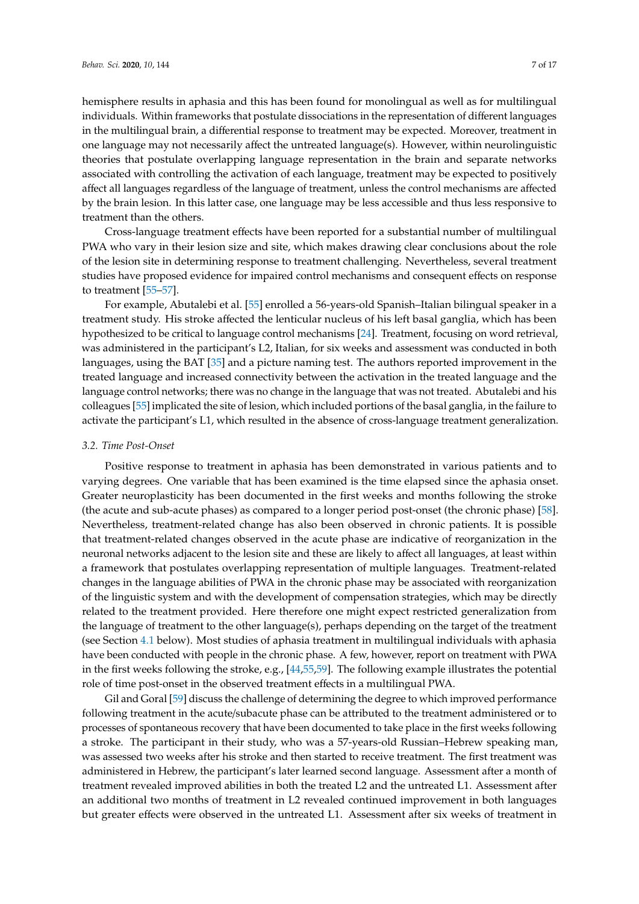hemisphere results in aphasia and this has been found for monolingual as well as for multilingual individuals. Within frameworks that postulate dissociations in the representation of different languages in the multilingual brain, a differential response to treatment may be expected. Moreover, treatment in one language may not necessarily affect the untreated language(s). However, within neurolinguistic theories that postulate overlapping language representation in the brain and separate networks associated with controlling the activation of each language, treatment may be expected to positively affect all languages regardless of the language of treatment, unless the control mechanisms are affected by the brain lesion. In this latter case, one language may be less accessible and thus less responsive to treatment than the others.

Cross-language treatment effects have been reported for a substantial number of multilingual PWA who vary in their lesion size and site, which makes drawing clear conclusions about the role of the lesion site in determining response to treatment challenging. Nevertheless, several treatment studies have proposed evidence for impaired control mechanisms and consequent effects on response to treatment [55–57].

For example, Abutalebi et al. [55] enrolled a 56-years-old Spanish–Italian bilingual speaker in a treatment study. His stroke affected the lenticular nucleus of his left basal ganglia, which has been hypothesized to be critical to language control mechanisms [24]. Treatment, focusing on word retrieval, was administered in the participant's L2, Italian, for six weeks and assessment was conducted in both languages, using the BAT [35] and a picture naming test. The authors reported improvement in the treated language and increased connectivity between the activation in the treated language and the language control networks; there was no change in the language that was not treated. Abutalebi and his colleagues [55] implicated the site of lesion, which included portions of the basal ganglia, in the failure to activate the participant's L1, which resulted in the absence of cross-language treatment generalization.

### 3.2. Time Post-Onset

Positive response to treatment in aphasia has been demonstrated in various patients and to varying degrees. One variable that has been examined is the time elapsed since the aphasia onset. Greater neuroplasticity has been documented in the first weeks and months following the stroke (the acute and sub-acute phases) as compared to a longer period post-onset (the chronic phase) [58]. Nevertheless, treatment-related change has also been observed in chronic patients. It is possible that treatment-related changes observed in the acute phase are indicative of reorganization in the neuronal networks adjacent to the lesion site and these are likely to affect all languages, at least within a framework that postulates overlapping representation of multiple languages. Treatment-related changes in the language abilities of PWA in the chronic phase may be associated with reorganization of the linguistic system and with the development of compensation strategies, which may be directly related to the treatment provided. Here therefore one might expect restricted generalization from the language of treatment to the other language(s), perhaps depending on the target of the treatment (see Section 4.1 below). Most studies of aphasia treatment in multilingual individuals with aphasia have been conducted with people in the chronic phase. A few, however, report on treatment with PWA in the first weeks following the stroke, e.g., [44,55,59]. The following example illustrates the potential role of time post-onset in the observed treatment effects in a multilingual PWA.

Gil and Goral [59] discuss the challenge of determining the degree to which improved performance following treatment in the acute/subacute phase can be attributed to the treatment administered or to processes of spontaneous recovery that have been documented to take place in the first weeks following a stroke. The participant in their study, who was a 57-years-old Russian–Hebrew speaking man, was assessed two weeks after his stroke and then started to receive treatment. The first treatment was administered in Hebrew, the participant's later learned second language. Assessment after a month of treatment revealed improved abilities in both the treated L2 and the untreated L1. Assessment after an additional two months of treatment in L2 revealed continued improvement in both languages but greater effects were observed in the untreated L1. Assessment after six weeks of treatment in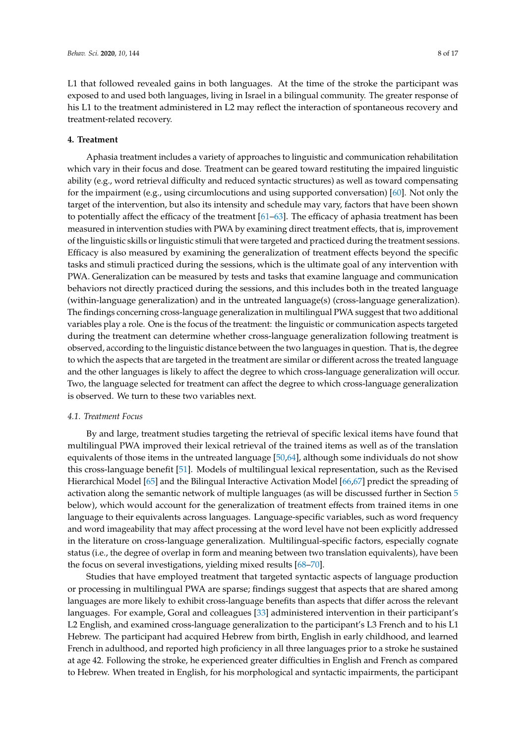L1 that followed revealed gains in both languages. At the time of the stroke the participant was exposed to and used both languages, living in Israel in a bilingual community. The greater response of his L1 to the treatment administered in L2 may reflect the interaction of spontaneous recovery and treatment-related recovery.

## 4. Treatment

Aphasia treatment includes a variety of approaches to linguistic and communication rehabilitation which vary in their focus and dose. Treatment can be geared toward restituting the impaired linguistic ability (e.g., word retrieval difficulty and reduced syntactic structures) as well as toward compensating for the impairment (e.g., using circumlocutions and using supported conversation) [60]. Not only the target of the intervention, but also its intensity and schedule may vary, factors that have been shown to potentially affect the efficacy of the treatment [61–63]. The efficacy of aphasia treatment has been measured in intervention studies with PWA by examining direct treatment effects, that is, improvement of the linguistic skills or linguistic stimuli that were targeted and practiced during the treatment sessions. Efficacy is also measured by examining the generalization of treatment effects beyond the specific tasks and stimuli practiced during the sessions, which is the ultimate goal of any intervention with PWA. Generalization can be measured by tests and tasks that examine language and communication behaviors not directly practiced during the sessions, and this includes both in the treated language (within-language generalization) and in the untreated language(s) (cross-language generalization). The findings concerning cross-language generalization in multilingual PWA suggest that two additional variables play a role. One is the focus of the treatment: the linguistic or communication aspects targeted during the treatment can determine whether cross-language generalization following treatment is observed, according to the linguistic distance between the two languages in question. That is, the degree to which the aspects that are targeted in the treatment are similar or different across the treated language and the other languages is likely to affect the degree to which cross-language generalization will occur. Two, the language selected for treatment can affect the degree to which cross-language generalization is observed. We turn to these two variables next.

### *4.1. Treatment Focus*

By and large, treatment studies targeting the retrieval of specific lexical items have found that multilingual PWA improved their lexical retrieval of the trained items as well as of the translation equivalents of those items in the untreated language [50,64], although some individuals do not show this cross-language benefit [51]. Models of multilingual lexical representation, such as the Revised Hierarchical Model [65] and the Bilingual Interactive Activation Model [66,67] predict the spreading of activation along the semantic network of multiple languages (as will be discussed further in Section 5 below), which would account for the generalization of treatment effects from trained items in one language to their equivalents across languages. Language-specific variables, such as word frequency and word imageability that may affect processing at the word level have not been explicitly addressed in the literature on cross-language generalization. Multilingual-specific factors, especially cognate status (i.e., the degree of overlap in form and meaning between two translation equivalents), have been the focus on several investigations, yielding mixed results [68–70].

Studies that have employed treatment that targeted syntactic aspects of language production or processing in multilingual PWA are sparse; findings suggest that aspects that are shared among languages are more likely to exhibit cross-language benefits than aspects that differ across the relevant languages. For example, Goral and colleagues [33] administered intervention in their participant's L2 English, and examined cross-language generalization to the participant's L3 French and to his L1 Hebrew. The participant had acquired Hebrew from birth, English in early childhood, and learned French in adulthood, and reported high proficiency in all three languages prior to a stroke he sustained at age 42. Following the stroke, he experienced greater difficulties in English and French as compared to Hebrew. When treated in English, for his morphological and syntactic impairments, the participant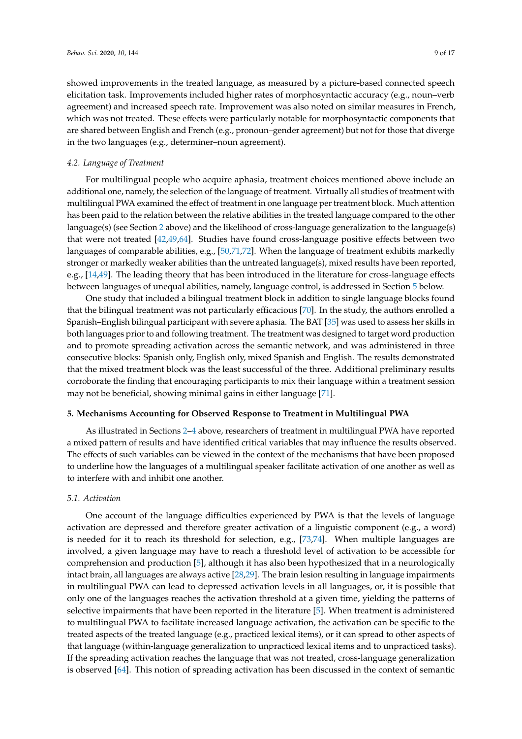showed improvements in the treated language, as measured by a picture-based connected speech elicitation task. Improvements included higher rates of morphosyntactic accuracy (e.g., noun–verb agreement) and increased speech rate. Improvement was also noted on similar measures in French, which was not treated. These effects were particularly notable for morphosyntactic components that are shared between English and French (e.g., pronoun–gender agreement) but not for those that diverge in the two languages (e.g., determiner–noun agreement).

### *4.2. Language of Treatment*

For multilingual people who acquire aphasia, treatment choices mentioned above include an additional one, namely, the selection of the language of treatment. Virtually all studies of treatment with multilingual PWA examined the effect of treatment in one language per treatment block. Much attention has been paid to the relation between the relative abilities in the treated language compared to the other language(s) (see Section 2 above) and the likelihood of cross-language generalization to the language(s) that were not treated [42,49,64]. Studies have found cross-language positive effects between two languages of comparable abilities, e.g., [50,71,72]. When the language of treatment exhibits markedly stronger or markedly weaker abilities than the untreated language(s), mixed results have been reported, e.g., [14,49]. The leading theory that has been introduced in the literature for cross-language effects between languages of unequal abilities, namely, language control, is addressed in Section 5 below.

One study that included a bilingual treatment block in addition to single language blocks found that the bilingual treatment was not particularly efficacious [70]. In the study, the authors enrolled a Spanish–English bilingual participant with severe aphasia. The BAT [35] was used to assess her skills in both languages prior to and following treatment. The treatment was designed to target word production and to promote spreading activation across the semantic network, and was administered in three consecutive blocks: Spanish only, English only, mixed Spanish and English. The results demonstrated that the mixed treatment block was the least successful of the three. Additional preliminary results corroborate the finding that encouraging participants to mix their language within a treatment session may not be beneficial, showing minimal gains in either language [71].

## **5. Mechanisms Accounting for Observed Response to Treatment in Multilingual PWA**

As illustrated in Sections 2–4 above, researchers of treatment in multilingual PWA have reported a mixed pattern of results and have identified critical variables that may influence the results observed. The effects of such variables can be viewed in the context of the mechanisms that have been proposed to underline how the languages of a multilingual speaker facilitate activation of one another as well as to interfere with and inhibit one another.

### *5.1. Activation*

One account of the language difficulties experienced by PWA is that the levels of language activation are depressed and therefore greater activation of a linguistic component (e.g., a word) is needed for it to reach its threshold for selection, e.g., [73,74]. When multiple languages are involved, a given language may have to reach a threshold level of activation to be accessible for comprehension and production [5], although it has also been hypothesized that in a neurologically intact brain, all languages are always active [28,29]. The brain lesion resulting in language impairments in multilingual PWA can lead to depressed activation levels in all languages, or, it is possible that only one of the languages reaches the activation threshold at a given time, yielding the patterns of selective impairments that have been reported in the literature [5]. When treatment is administered to multilingual PWA to facilitate increased language activation, the activation can be specific to the treated aspects of the treated language (e.g., practiced lexical items), or it can spread to other aspects of that language (within-language generalization to unpracticed lexical items and to unpracticed tasks). If the spreading activation reaches the language that was not treated, cross-language generalization is observed [64]. This notion of spreading activation has been discussed in the context of semantic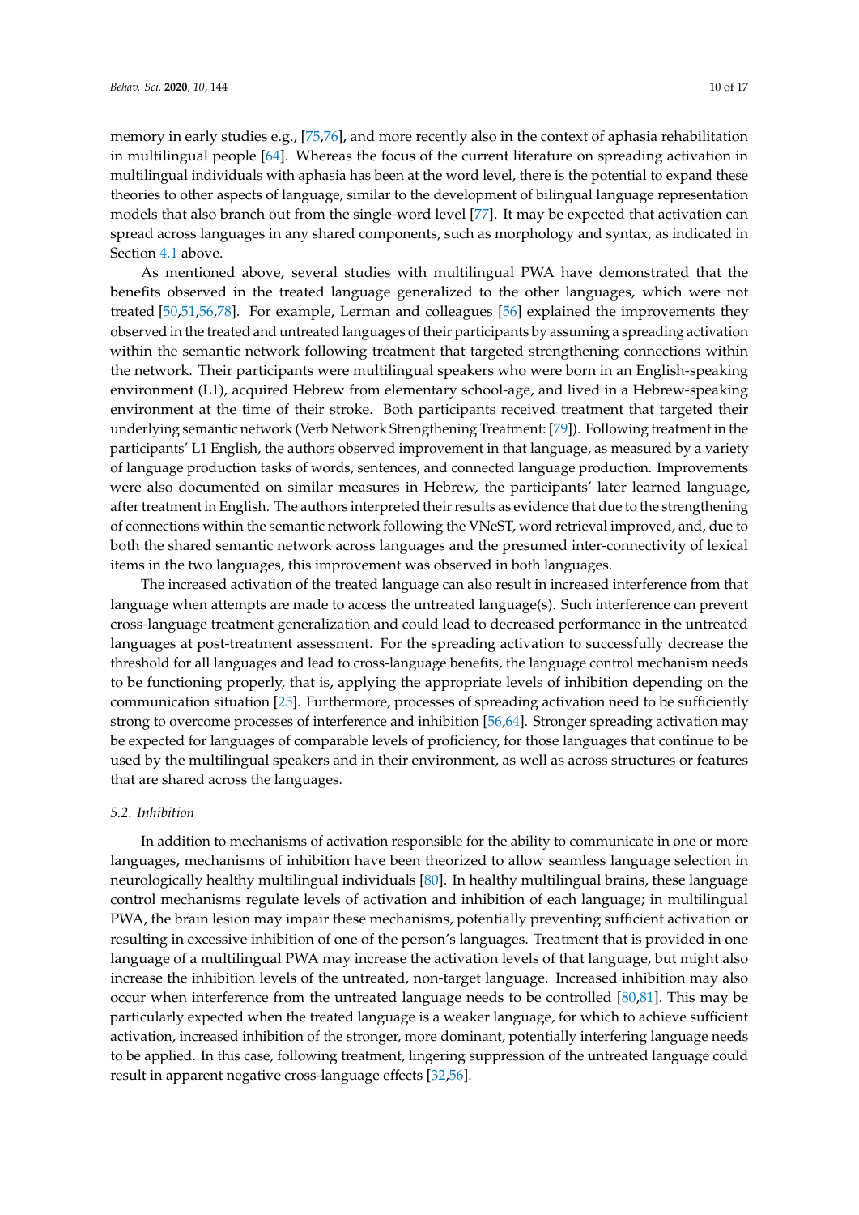memory in early studies e.g., [75,76], and more recently also in the context of aphasia rehabilitation in multilingual people [64]. Whereas the focus of the current literature on spreading activation in multilingual individuals with aphasia has been at the word level, there is the potential to expand these theories to other aspects of language, similar to the development of bilingual language representation models that also branch out from the single-word level [77]. It may be expected that activation can spread across languages in any shared components, such as morphology and syntax, as indicated in Section 4.1 above.

As mentioned above, several studies with multilingual PWA have demonstrated that the benefits observed in the treated language generalized to the other languages, which were not treated [50,51,56,78]. For example, Lerman and colleagues [56] explained the improvements they observed in the treated and untreated languages of their participants by assuming a spreading activation within the semantic network following treatment that targeted strengthening connections within the network. Their participants were multilingual speakers who were born in an English-speaking environment (L1), acquired Hebrew from elementary school-age, and lived in a Hebrew-speaking environment at the time of their stroke. Both participants received treatment that targeted their underlying semantic network (Verb Network Strengthening Treatment: [79]). Following treatment in the participants' L1 English, the authors observed improvement in that language, as measured by a variety of language production tasks of words, sentences, and connected language production. Improvements were also documented on similar measures in Hebrew, the participants' later learned language, after treatment in English. The authors interpreted their results as evidence that due to the strengthening of connections within the semantic network following the VNeST, word retrieval improved, and, due to both the shared semantic network across languages and the presumed inter-connectivity of lexical items in the two languages, this improvement was observed in both languages.

The increased activation of the treated language can also result in increased interference from that language when attempts are made to access the untreated language(s). Such interference can prevent cross-language treatment generalization and could lead to decreased performance in the untreated languages at post-treatment assessment. For the spreading activation to successfully decrease the threshold for all languages and lead to cross-language benefits, the language control mechanism needs to be functioning properly, that is, applying the appropriate levels of inhibition depending on the communication situation [25]. Furthermore, processes of spreading activation need to be sufficiently strong to overcome processes of interference and inhibition [56,64]. Stronger spreading activation may be expected for languages of comparable levels of proficiency, for those languages that continue to be used by the multilingual speakers and in their environment, as well as across structures or features that are shared across the languages.

### *5.2. Inhibition*

In addition to mechanisms of activation responsible for the ability to communicate in one or more languages, mechanisms of inhibition have been theorized to allow seamless language selection in neurologically healthy multilingual individuals [80]. In healthy multilingual brains, these language control mechanisms regulate levels of activation and inhibition of each language; in multilingual PWA, the brain lesion may impair these mechanisms, potentially preventing sufficient activation or resulting in excessive inhibition of one of the person's languages. Treatment that is provided in one language of a multilingual PWA may increase the activation levels of that language, but might also increase the inhibition levels of the untreated, non-target language. Increased inhibition may also occur when interference from the untreated language needs to be controlled [80,81]. This may be particularly expected when the treated language is a weaker language, for which to achieve sufficient activation, increased inhibition of the stronger, more dominant, potentially interfering language needs to be applied. In this case, following treatment, lingering suppression of the untreated language could result in apparent negative cross-language effects [32,56].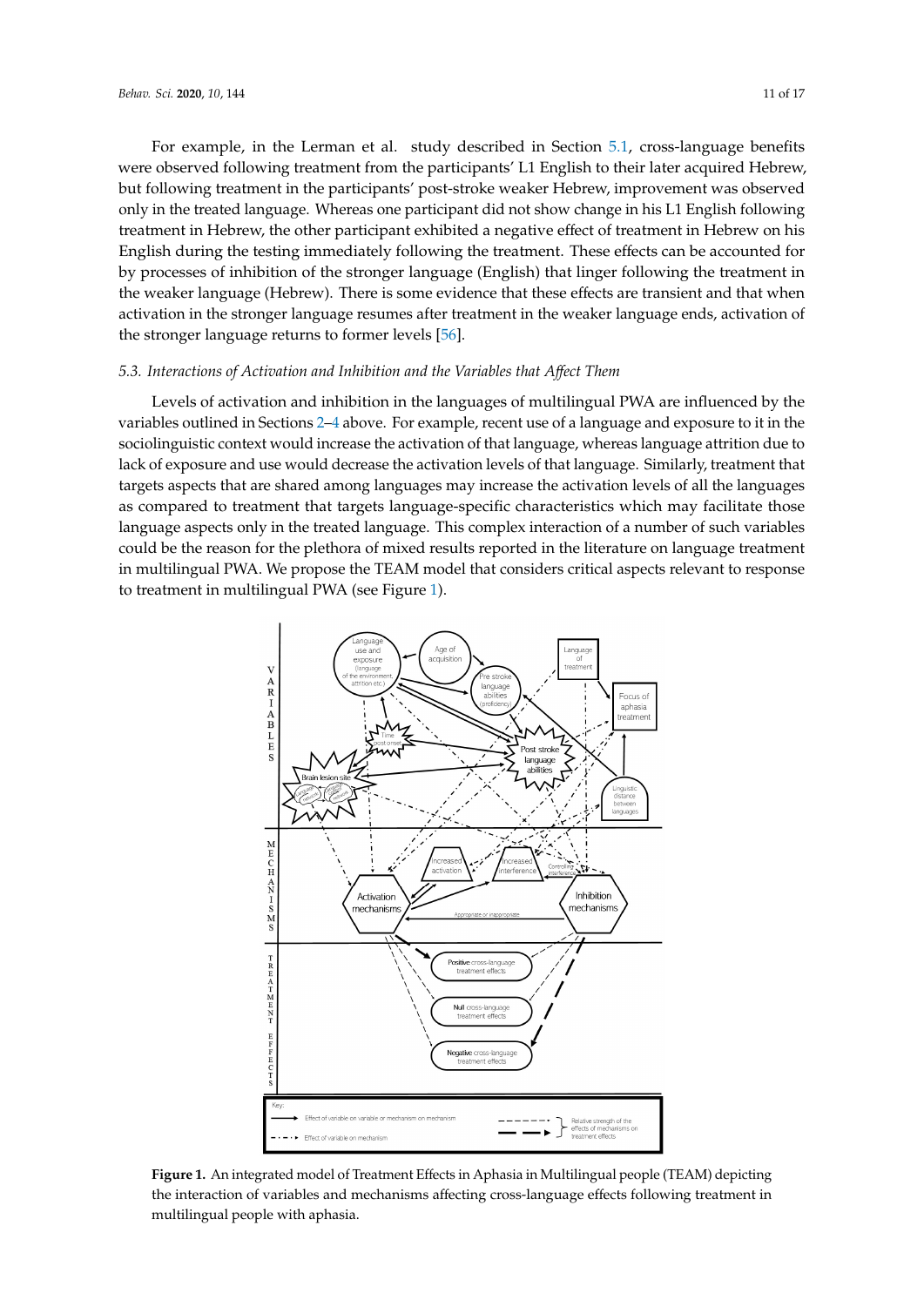For example, in the Lerman et al. study described in Section 5.1, cross-language benefits were observed following treatment from the participants' L1 English to their later acquired Hebrew, but following treatment in the participants' post-stroke weaker Hebrew, improvement was observed only in the treated language. Whereas one participant did not show change in his L1 English following treatment in Hebrew, the other participant exhibited a negative effect of treatment in Hebrew on his English during the testing immediately following the treatment. These effects can be accounted for by processes of inhibition of the stronger language (English) that linger following the treatment in the weaker language (Hebrew). There is some evidence that these effects are transient and that when activation in the stronger language resumes after treatment in the weaker language ends, activation of the stronger language returns to former levels [56].

### 5.3. Interactions of Activation and Inhibition and the Variables that Affect Them

Levels of activation and inhibition in the languages of multilingual PWA are influenced by the variables outlined in Sections 2–4 above. For example, recent use of a language and exposure to it in the sociolinguistic context would increase the activation of that language, whereas language attrition due to lack of exposure and use would decrease the activation levels of that language. Similarly, treatment that targets aspects that are shared among languages may increase the activation levels of all the languages as compared to treatment that targets language-specific characteristics which may facilitate those language aspects only in the treated language. This complex interaction of a number of such variables could be the reason for the plethora of mixed results reported in the literature on language treatment in multilingual PWA. We propose the TEAM model that considers critical aspects relevant to response to treatment in multilingual PWA (see Figure 1).

**Figure 1.** An integrated model of Treatment Effects in Aphasia in Multilingual people (TEAM) depicting the interaction of variables and mechanisms affecting cross-language effects following treatment in multilingual people with aphasia.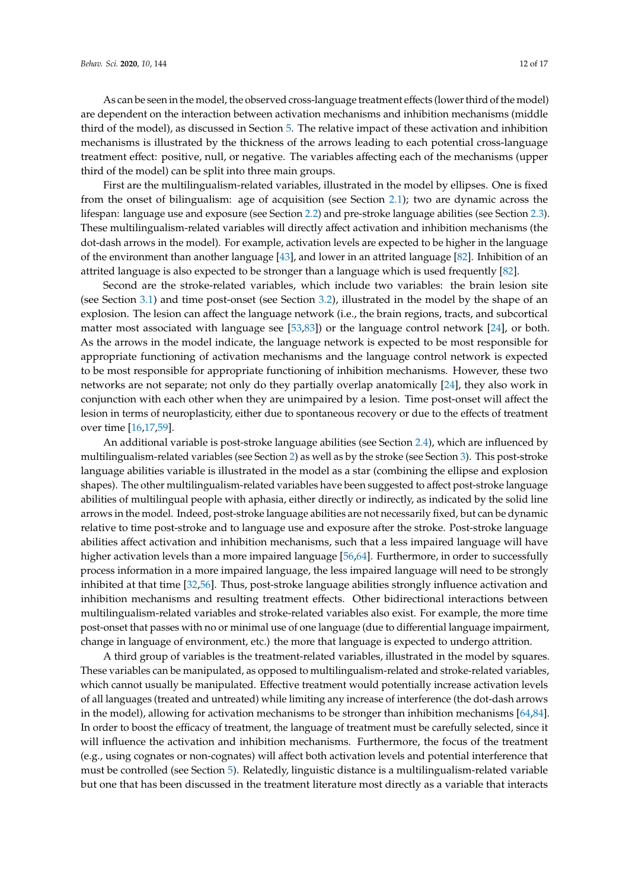As can be seen in the model, the observed cross-language treatment effects (lower third of the model) are dependent on the interaction between activation mechanisms and inhibition mechanisms (middle third of the model), as discussed in Section 5. The relative impact of these activation and inhibition mechanisms is illustrated by the thickness of the arrows leading to each potential cross-language treatment effect: positive, null, or negative. The variables affecting each of the mechanisms (upper third of the model) can be split into three main groups.

First are the multilingualism-related variables, illustrated in the model by ellipses. One is fixed from the onset of bilingualism: age of acquisition (see Section 2.1); two are dynamic across the lifespan: language use and exposure (see Section 2.2) and pre-stroke language abilities (see Section 2.3). These multilingualism-related variables will directly affect activation and inhibition mechanisms (the dot-dash arrows in the model). For example, activation levels are expected to be higher in the language of the environment than another language [43], and lower in an attrited language [82]. Inhibition of an attrited language is also expected to be stronger than a language which is used frequently [82].

Second are the stroke-related variables, which include two variables: the brain lesion site (see Section 3.1) and time post-onset (see Section 3.2), illustrated in the model by the shape of an explosion. The lesion can affect the language network (i.e., the brain regions, tracts, and subcortical matter most associated with language see [53,83]) or the language control network [24], or both. As the arrows in the model indicate, the language network is expected to be most responsible for appropriate functioning of activation mechanisms and the language control network is expected to be most responsible for appropriate functioning of inhibition mechanisms. However, these two networks are not separate; not only do they partially overlap anatomically [24], they also work in conjunction with each other when they are unimpaired by a lesion. Time post-onset will affect the lesion in terms of neuroplasticity, either due to spontaneous recovery or due to the effects of treatment over time [16,17,59].

An additional variable is post-stroke language abilities (see Section 2.4), which are influenced by multilingualism-related variables (see Section 2) as well as by the stroke (see Section 3). This post-stroke language abilities variable is illustrated in the model as a star (combining the ellipse and explosion shapes). The other multilingualism-related variables have been suggested to affect post-stroke language abilities of multilingual people with aphasia, either directly or indirectly, as indicated by the solid line arrows in the model. Indeed, post-stroke language abilities are not necessarily fixed, but can be dynamic relative to time post-stroke and to language use and exposure after the stroke. Post-stroke language abilities affect activation and inhibition mechanisms, such that a less impaired language will have higher activation levels than a more impaired language [56,64]. Furthermore, in order to successfully process information in a more impaired language, the less impaired language will need to be strongly inhibited at that time [32,56]. Thus, post-stroke language abilities strongly influence activation and inhibition mechanisms and resulting treatment effects. Other bidirectional interactions between multilingualism-related variables and stroke-related variables also exist. For example, the more time post-onset that passes with no or minimal use of one language (due to differential language impairment, change in language of environment, etc.) the more that language is expected to undergo attrition.

A third group of variables is the treatment-related variables, illustrated in the model by squares. These variables can be manipulated, as opposed to multilingualism-related and stroke-related variables, which cannot usually be manipulated. Effective treatment would potentially increase activation levels of all languages (treated and untreated) while limiting any increase of interference (the dot-dash arrows in the model), allowing for activation mechanisms to be stronger than inhibition mechanisms [64,84]. In order to boost the efficacy of treatment, the language of treatment must be carefully selected, since it will influence the activation and inhibition mechanisms. Furthermore, the focus of the treatment (e.g., using cognates or non-cognates) will affect both activation levels and potential interference that must be controlled (see Section 5). Relatedly, linguistic distance is a multilingualism-related variable but one that has been discussed in the treatment literature most directly as a variable that interacts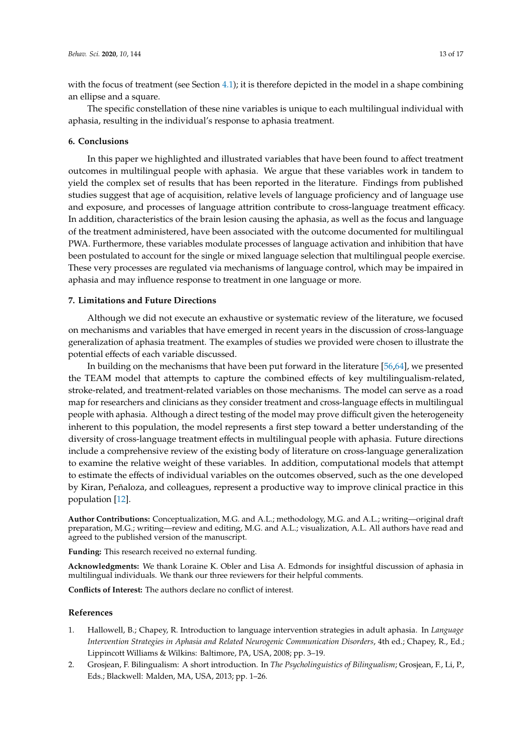with the focus of treatment (see Section 4.1); it is therefore depicted in the model in a shape combining an ellipse and a square.

The specific constellation of these nine variables is unique to each multilingual individual with aphasia, resulting in the individual's response to aphasia treatment.

## 6. Conclusions

In this paper we highlighted and illustrated variables that have been found to affect treatment outcomes in multilingual people with aphasia. We argue that these variables work in tandem to yield the complex set of results that has been reported in the literature. Findings from published studies suggest that age of acquisition, relative levels of language proficiency and of language use and exposure, and processes of language attrition contribute to cross-language treatment efficacy. In addition, characteristics of the brain lesion causing the aphasia, as well as the focus and language of the treatment administered, have been associated with the outcome documented for multilingual PWA. Furthermore, these variables modulate processes of language activation and inhibition that have been postulated to account for the single or mixed language selection that multilingual people exercise. These very processes are regulated via mechanisms of language control, which may be impaired in aphasia and may influence response to treatment in one language or more.

## 7. Limitations and Future Directions

Although we did not execute an exhaustive or systematic review of the literature, we focused on mechanisms and variables that have emerged in recent years in the discussion of cross-language generalization of aphasia treatment. The examples of studies we provided were chosen to illustrate the potential effects of each variable discussed.

In building on the mechanisms that have been put forward in the literature [56,64], we presented the TEAM model that attempts to capture the combined effects of key multilingualism-related, stroke-related, and treatment-related variables on those mechanisms. The model can serve as a road map for researchers and clinicians as they consider treatment and cross-language effects in multilingual people with aphasia. Although a direct testing of the model may prove difficult given the heterogeneity inherent to this population, the model represents a first step toward a better understanding of the diversity of cross-language treatment effects in multilingual people with aphasia. Future directions include a comprehensive review of the existing body of literature on cross-language generalization to examine the relative weight of these variables. In addition, computational models that attempt to estimate the effects of individual variables on the outcomes observed, such as the one developed by Kiran, Peñaloza, and colleagues, represent a productive way to improve clinical practice in this population [12].

**Author Contributions:** Conceptualization, M.G. and A.L.; methodology, M.G. and A.L.; writing—original draft preparation, M.G.; writing—review and editing, M.G. and A.L.; visualization, A.L. All authors have read and agreed to the published version of the manuscript.

**Funding:** This research received no external funding.

**Acknowledgments:** We thank Loraine K. Obler and Lisa A. Edmonds for insightful discussion of aphasia in multilingual individuals. We thank our three reviewers for their helpful comments.

**Conflicts of Interest:** The authors declare no conflict of interest.

## References

1. Hallowell, B.; Chapey, R. Introduction to language intervention strategies in adult aphasia. In *Language Intervention Strategies in Aphasia and Related Neurogenic Communication Disorders*, 4th ed.; Chapey, R., Ed.; Lippincott Williams & Wilkins: Baltimore, PA, USA, 2008; pp. 3–19.
2. Grosjean, F. Bilingualism: A short introduction. In *The Psycholinguistics of Bilingualism*; Grosjean, F., Li, P., Eds.; Blackwell: Malden, MA, USA, 2013; pp. 1–26.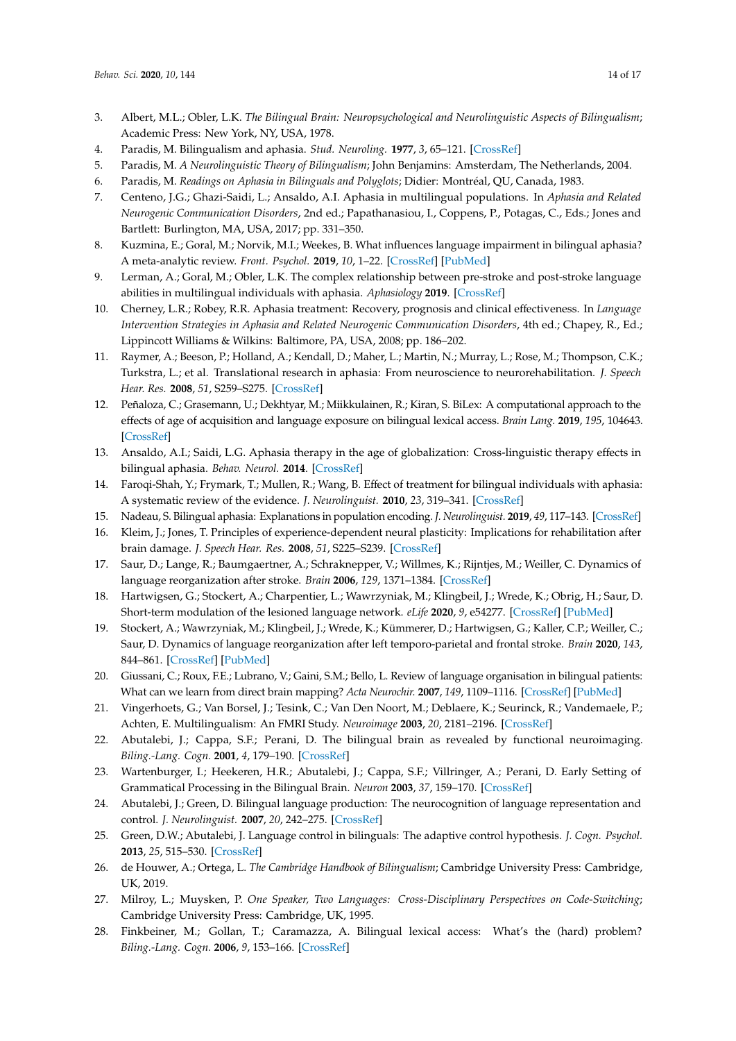3. Albert, M.L.; Obler, L.K. *The Bilingual Brain: Neuropsychological and Neurolinguistic Aspects of Bilingualism*; Academic Press: New York, NY, USA, 1978.
4. Paradis, M. Bilingualism and aphasia. *Stud. Neuroling.* **1977**, *3*, 65–121. [CrossRef]
5. Paradis, M. *A Neurolinguistic Theory of Bilingualism*; John Benjamins: Amsterdam, The Netherlands, 2004.
6. Paradis, M. *Readings on Aphasia in Bilinguals and Polyglots*; Didier: Montréal, QU, Canada, 1983.
7. Centeno, J.G.; Ghazi-Saidi, L.; Ansaldo, A.I. Aphasia in multilingual populations. In *Aphasia and Related Neurogenic Communication Disorders*, 2nd ed.; Papathanasiou, I., Coppens, P., Potagas, C., Eds.; Jones and Bartlett: Burlington, MA, USA, 2017; pp. 331–350.
8. Kuzmina, E.; Goral, M.; Norvik, M.I.; Weekes, B. What influences language impairment in bilingual aphasia? A meta-analytic review. *Front. Psychol.* **2019**, *10*, 1–22. [CrossRef] [PubMed]
9. Lerman, A.; Goral, M.; Obler, L.K. The complex relationship between pre-stroke and post-stroke language abilities in multilingual individuals with aphasia. *Aphasiology* **2019**. [CrossRef]
10. Cherney, L.R.; Robey, R.R. Aphasia treatment: Recovery, prognosis and clinical effectiveness. In *Language Intervention Strategies in Aphasia and Related Neurogenic Communication Disorders*, 4th ed.; Chapey, R., Ed.; Lippincott Williams & Wilkins: Baltimore, PA, USA, 2008; pp. 186–202.
11. Raymer, A.; Beeson, P.; Holland, A.; Kendall, D.; Maher, L.; Martin, N.; Murray, L.; Rose, M.; Thompson, C.K.; Turkstra, L.; et al. Translational research in aphasia: From neuroscience to neurorehabilitation. *J. Speech Hear. Res.* **2008**, *51*, S259–S275. [CrossRef]
12. Peñaloza, C.; Grasemann, U.; Dekhtyar, M.; Miikkulainen, R.; Kiran, S. BiLex: A computational approach to the effects of age of acquisition and language exposure on bilingual lexical access. *Brain Lang.* **2019**, *195*, 104643. [CrossRef]
13. Ansaldo, A.I.; Saidi, L.G. Aphasia therapy in the age of globalization: Cross-linguistic therapy effects in bilingual aphasia. *Behav. Neurol.* **2014**. [CrossRef]
14. Faroqi-Shah, Y.; Frymark, T.; Mullen, R.; Wang, B. Effect of treatment for bilingual individuals with aphasia: A systematic review of the evidence. *J. Neurolinguist.* **2010**, *23*, 319–341. [CrossRef]
15. Nadeau, S. Bilingual aphasia: Explanations in population encoding. *J. Neurolinguist.* **2019**, *49*, 117–143. [CrossRef]
16. Kleim, J.; Jones, T. Principles of experience-dependent neural plasticity: Implications for rehabilitation after brain damage. *J. Speech Hear. Res.* **2008**, *51*, S225–S239. [CrossRef]
17. Saur, D.; Lange, R.; Baumgaertner, A.; Schraknepper, V.; Willmes, K.; Rijntjes, M.; Weiller, C. Dynamics of language reorganization after stroke. *Brain* **2006**, *129*, 1371–1384. [CrossRef]
18. Hartwigsen, G.; Stockert, A.; Charpentier, L.; Wawrzyniak, M.; Klingbeil, J.; Wrede, K.; Obrig, H.; Saur, D. Short-term modulation of the lesioned language network. *eLife* **2020**, *9*, e54277. [CrossRef] [PubMed]
19. Stockert, A.; Wawrzyniak, M.; Klingbeil, J.; Wrede, K.; Kümmerer, D.; Hartwigsen, G.; Kaller, C.P.; Weiller, C.; Saur, D. Dynamics of language reorganization after left temporo-parietal and frontal stroke. *Brain* **2020**, *143*, 844–861. [CrossRef] [PubMed]
20. Giussani, C.; Roux, F.E.; Lubrano, V.; Gaini, S.M.; Bello, L. Review of language organisation in bilingual patients: What can we learn from direct brain mapping? *Acta Neurochir.* **2007**, *149*, 1109–1116. [CrossRef] [PubMed]
21. Vingerhoets, G.; Van Borsel, J.; Tesink, C.; Van Den Noort, M.; Deblaere, K.; Seurinck, R.; Vandemaele, P.; Achten, E. Multilingualism: An FMRI Study. *Neuroimage* **2003**, *20*, 2181–2196. [CrossRef]
22. Abutalebi, J.; Cappa, S.F.; Perani, D. The bilingual brain as revealed by functional neuroimaging. *Biling.-Lang. Cogn.* **2001**, *4*, 179–190. [CrossRef]
23. Wartenburger, I.; Heekeren, H.R.; Abutalebi, J.; Cappa, S.F.; Villringer, A.; Perani, D. Early Setting of Grammatical Processing in the Bilingual Brain. *Neuron* **2003**, *37*, 159–170. [CrossRef]
24. Abutalebi, J.; Green, D. Bilingual language production: The neurocognition of language representation and control. *J. Neurolinguist.* **2007**, *20*, 242–275. [CrossRef]
25. Green, D.W.; Abutalebi, J. Language control in bilinguals: The adaptive control hypothesis. *J. Cogn. Psychol.* **2013**, *25*, 515–530. [CrossRef]
26. de Houwer, A.; Ortega, L. *The Cambridge Handbook of Bilingualism*; Cambridge University Press: Cambridge, UK, 2019.
27. Milroy, L.; Muysken, P. *One Speaker, Two Languages: Cross-Disciplinary Perspectives on Code-Switching*; Cambridge University Press: Cambridge, UK, 1995.
28. Finkbeiner, M.; Gollan, T.; Caramazza, A. Bilingual lexical access: What's the (hard) problem? *Biling.-Lang. Cogn.* **2006**, *9*, 153–166. [CrossRef]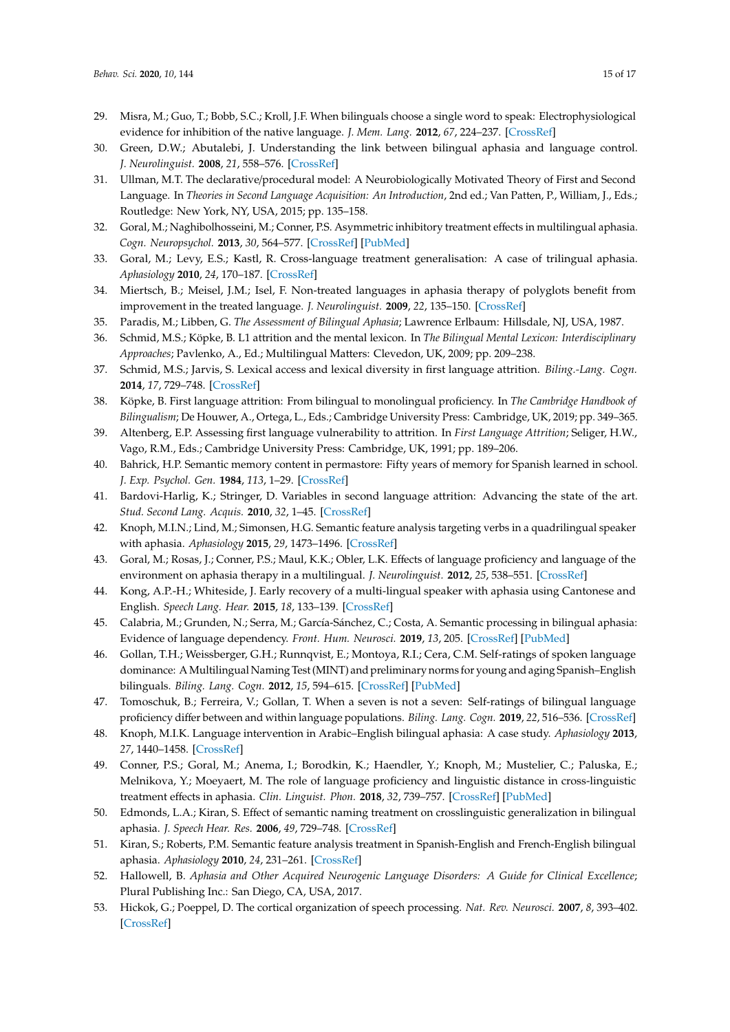29. Misra, M.; Guo, T.; Bobb, S.C.; Kroll, J.F. When bilinguals choose a single word to speak: Electrophysiological evidence for inhibition of the native language. *J. Mem. Lang.* **2012**, *67*, 224–237. [CrossRef]
30. Green, D.W.; Abutalebi, J. Understanding the link between bilingual aphasia and language control. *J. Neurolinguist.* **2008**, *21*, 558–576. [CrossRef]
31. Ullman, M.T. The declarative/procedural model: A Neurobiologically Motivated Theory of First and Second Language. In *Theories in Second Language Acquisition: An Introduction*, 2nd ed.; Van Patten, P., William, J., Eds.; Routledge: New York, NY, USA, 2015; pp. 135–158.
32. Goral, M.; Naghibolhosseini, M.; Conner, P.S. Asymmetric inhibitory treatment effects in multilingual aphasia. *Cogn. Neuropsychol.* **2013**, *30*, 564–577. [CrossRef] [PubMed]
33. Goral, M.; Levy, E.S.; Kastl, R. Cross-language treatment generalisation: A case of trilingual aphasia. *Aphasiology* **2010**, *24*, 170–187. [CrossRef]
34. Miertsch, B.; Meisel, J.M.; Isel, F. Non-treated languages in aphasia therapy of polyglots benefit from improvement in the treated language. *J. Neurolinguist.* **2009**, *22*, 135–150. [CrossRef]
35. Paradis, M.; Libben, G. *The Assessment of Bilingual Aphasia*; Lawrence Erlbaum: Hillsdale, NJ, USA, 1987.
36. Schmid, M.S.; Köpke, B. L1 attrition and the mental lexicon. In *The Bilingual Mental Lexicon: Interdisciplinary Approaches*; Pavlenko, A., Ed.; Multilingual Matters: Clevedon, UK, 2009; pp. 209–238.
37. Schmid, M.S.; Jarvis, S. Lexical access and lexical diversity in first language attrition. *Biling.-Lang. Cogn.* **2014**, *17*, 729–748. [CrossRef]
38. Köpke, B. First language attrition: From bilingual to monolingual proficiency. In *The Cambridge Handbook of Bilingualism*; De Houwer, A., Ortega, L., Eds.; Cambridge University Press: Cambridge, UK, 2019; pp. 349–365.
39. Altenberg, E.P. Assessing first language vulnerability to attrition. In *First Language Attrition*; Seliger, H.W., Vago, R.M., Eds.; Cambridge University Press: Cambridge, UK, 1991; pp. 189–206.
40. Bahrick, H.P. Semantic memory content in permastore: Fifty years of memory for Spanish learned in school. *J. Exp. Psychol. Gen.* **1984**, *113*, 1–29. [CrossRef]
41. Bardovi-Harlig, K.; Stringer, D. Variables in second language attrition: Advancing the state of the art. *Stud. Second Lang. Acquis.* **2010**, *32*, 1–45. [CrossRef]
42. Knoph, M.I.N.; Lind, M.; Simonsen, H.G. Semantic feature analysis targeting verbs in a quadrilingual speaker with aphasia. *Aphasiology* **2015**, *29*, 1473–1496. [CrossRef]
43. Goral, M.; Rosas, J.; Conner, P.S.; Maul, K.K.; Obler, L.K. Effects of language proficiency and language of the environment on aphasia therapy in a multilingual. *J. Neurolinguist.* **2012**, *25*, 538–551. [CrossRef]
44. Kong, A.P.-H.; Whiteside, J. Early recovery of a multi-lingual speaker with aphasia using Cantonese and English. *Speech Lang. Hear.* **2015**, *18*, 133–139. [CrossRef]
45. Calabria, M.; Grunden, N.; Serra, M.; García-Sánchez, C.; Costa, A. Semantic processing in bilingual aphasia: Evidence of language dependency. *Front. Hum. Neurosci.* **2019**, *13*, 205. [CrossRef] [PubMed]
46. Gollan, T.H.; Weissberger, G.H.; Runnqvist, E.; Montoya, R.I.; Cera, C.M. Self-ratings of spoken language dominance: A Multilingual Naming Test (MINT) and preliminary norms for young and aging Spanish–English bilinguals. *Biling. Lang. Cogn.* **2012**, *15*, 594–615. [CrossRef] [PubMed]
47. Tomoschuk, B.; Ferreira, V.; Gollan, T. When a seven is not a seven: Self-ratings of bilingual language proficiency differ between and within language populations. *Biling. Lang. Cogn.* **2019**, *22*, 516–536. [CrossRef]
48. Knoph, M.I.K. Language intervention in Arabic–English bilingual aphasia: A case study. *Aphasiology* **2013**, *27*, 1440–1458. [CrossRef]
49. Conner, P.S.; Goral, M.; Anema, I.; Borodkin, K.; Haendler, Y.; Knoph, M.; Mustelier, C.; Paluska, E.; Melnikova, Y.; Moeyaert, M. The role of language proficiency and linguistic distance in cross-linguistic treatment effects in aphasia. *Clin. Linguist. Phon.* **2018**, *32*, 739–757. [CrossRef] [PubMed]
50. Edmonds, L.A.; Kiran, S. Effect of semantic naming treatment on crosslinguistic generalization in bilingual aphasia. *J. Speech Hear. Res.* **2006**, *49*, 729–748. [CrossRef]
51. Kiran, S.; Roberts, P.M. Semantic feature analysis treatment in Spanish-English and French-English bilingual aphasia. *Aphasiology* **2010**, *24*, 231–261. [CrossRef]
52. Hallowell, B. *Aphasia and Other Acquired Neurogenic Language Disorders: A Guide for Clinical Excellence*; Plural Publishing Inc.: San Diego, CA, USA, 2017.
53. Hickok, G.; Poeppel, D. The cortical organization of speech processing. *Nat. Rev. Neurosci.* **2007**, *8*, 393–402. [CrossRef]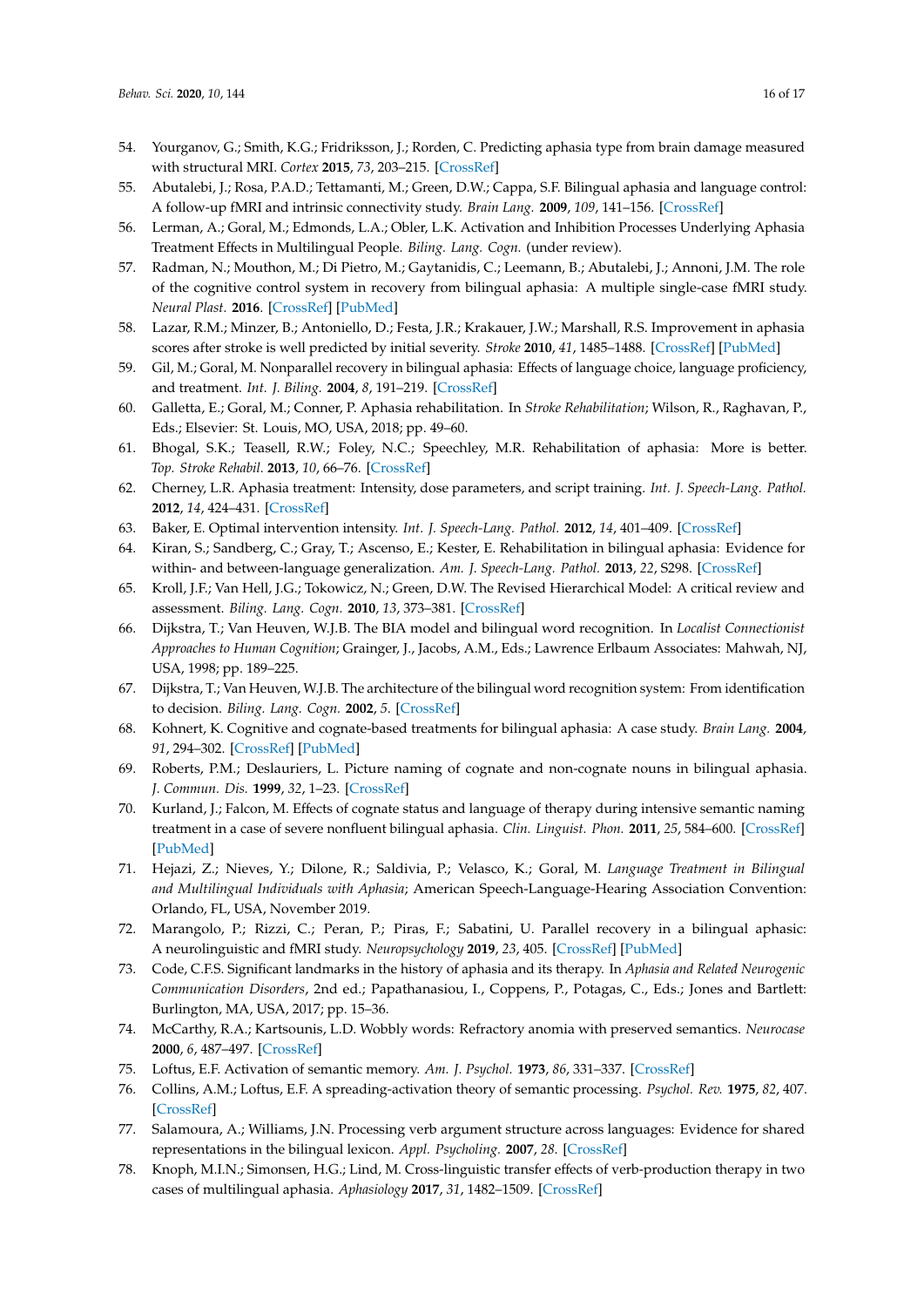54. Yourganov, G.; Smith, K.G.; Fridriksson, J.; Rorden, C. Predicting aphasia type from brain damage measured with structural MRI. *Cortex* **2015**, *73*, 203–215. [CrossRef]
55. Abutalebi, J.; Rosa, P.A.D.; Tettamanti, M.; Green, D.W.; Cappa, S.F. Bilingual aphasia and language control: A follow-up fMRI and intrinsic connectivity study. *Brain Lang.* **2009**, *109*, 141–156. [CrossRef]
56. Lerman, A.; Goral, M.; Edmonds, L.A.; Obler, L.K. Activation and Inhibition Processes Underlying Aphasia Treatment Effects in Multilingual People. *Biling. Lang. Cogn.* (under review).
57. Radman, N.; Mouthon, M.; Di Pietro, M.; Gaytanidis, C.; Leemann, B.; Abutalebi, J.; Annoni, J.M. The role of the cognitive control system in recovery from bilingual aphasia: A multiple single-case fMRI study. *Neural Plast.* **2016**. [CrossRef] [PubMed]
58. Lazar, R.M.; Minzer, B.; Antoniello, D.; Festa, J.R.; Krakauer, J.W.; Marshall, R.S. Improvement in aphasia scores after stroke is well predicted by initial severity. *Stroke* **2010**, *41*, 1485–1488. [CrossRef] [PubMed]
59. Gil, M.; Goral, M. Nonparallel recovery in bilingual aphasia: Effects of language choice, language proficiency, and treatment. *Int. J. Biling.* **2004**, *8*, 191–219. [CrossRef]
60. Galletta, E.; Goral, M.; Conner, P. Aphasia rehabilitation. In *Stroke Rehabilitation*; Wilson, R., Raghavan, P., Eds.; Elsevier: St. Louis, MO, USA, 2018; pp. 49–60.
61. Bhogal, S.K.; Teasell, R.W.; Foley, N.C.; Speechley, M.R. Rehabilitation of aphasia: More is better. *Top. Stroke Rehabil.* **2013**, *10*, 66–76. [CrossRef]
62. Cherney, L.R. Aphasia treatment: Intensity, dose parameters, and script training. *Int. J. Speech-Lang. Pathol.* **2012**, *14*, 424–431. [CrossRef]
63. Baker, E. Optimal intervention intensity. *Int. J. Speech-Lang. Pathol.* **2012**, *14*, 401–409. [CrossRef]
64. Kiran, S.; Sandberg, C.; Gray, T.; Ascenso, E.; Kester, E. Rehabilitation in bilingual aphasia: Evidence for within- and between-language generalization. *Am. J. Speech-Lang. Pathol.* **2013**, *22*, S298. [CrossRef]
65. Kroll, J.F.; Van Hell, J.G.; Tokowicz, N.; Green, D.W. The Revised Hierarchical Model: A critical review and assessment. *Biling. Lang. Cogn.* **2010**, *13*, 373–381. [CrossRef]
66. Dijkstra, T.; Van Heuven, W.J.B. The BIA model and bilingual word recognition. In *Localist Connectionist Approaches to Human Cognition*; Grainger, J., Jacobs, A.M., Eds.; Lawrence Erlbaum Associates: Mahwah, NJ, USA, 1998; pp. 189–225.
67. Dijkstra, T.; Van Heuven, W.J.B. The architecture of the bilingual word recognition system: From identification to decision. *Biling. Lang. Cogn.* **2002**, *5*. [CrossRef]
68. Kohnert, K. Cognitive and cognate-based treatments for bilingual aphasia: A case study. *Brain Lang.* **2004**, *91*, 294–302. [CrossRef] [PubMed]
69. Roberts, P.M.; Deslauriers, L. Picture naming of cognate and non-cognate nouns in bilingual aphasia. *J. Commun. Dis.* **1999**, *32*, 1–23. [CrossRef]
70. Kurland, J.; Falcon, M. Effects of cognate status and language of therapy during intensive semantic naming treatment in a case of severe nonfluent bilingual aphasia. *Clin. Linguist. Phon.* **2011**, *25*, 584–600. [CrossRef] [PubMed]
71. Hejazi, Z.; Nieves, Y.; Dilone, R.; Saldivia, P.; Velasco, K.; Goral, M. *Language Treatment in Bilingual and Multilingual Individuals with Aphasia*; American Speech-Language-Hearing Association Convention: Orlando, FL, USA, November 2019.
72. Marangolo, P.; Rizzi, C.; Peran, P.; Piras, F.; Sabatini, U. Parallel recovery in a bilingual aphasic: A neurolinguistic and fMRI study. *Neuropsychology* **2019**, *23*, 405. [CrossRef] [PubMed]
73. Code, C.F.S. Significant landmarks in the history of aphasia and its therapy. In *Aphasia and Related Neurogenic Communication Disorders*, 2nd ed.; Papathanasiou, I., Coppens, P., Potagas, C., Eds.; Jones and Bartlett: Burlington, MA, USA, 2017; pp. 15–36.
74. McCarthy, R.A.; Kartsounis, L.D. Wobbly words: Refractory anomia with preserved semantics. *Neurocase* **2000**, *6*, 487–497. [CrossRef]
75. Loftus, E.F. Activation of semantic memory. *Am. J. Psychol.* **1973**, *86*, 331–337. [CrossRef]
76. Collins, A.M.; Loftus, E.F. A spreading-activation theory of semantic processing. *Psychol. Rev.* **1975**, *82*, 407. [CrossRef]
77. Salamoura, A.; Williams, J.N. Processing verb argument structure across languages: Evidence for shared representations in the bilingual lexicon. *Appl. Psycholing.* **2007**, *28*. [CrossRef]
78. Knoph, M.I.N.; Simonsen, H.G.; Lind, M. Cross-linguistic transfer effects of verb-production therapy in two cases of multilingual aphasia. *Aphasiology* **2017**, *31*, 1482–1509. [CrossRef]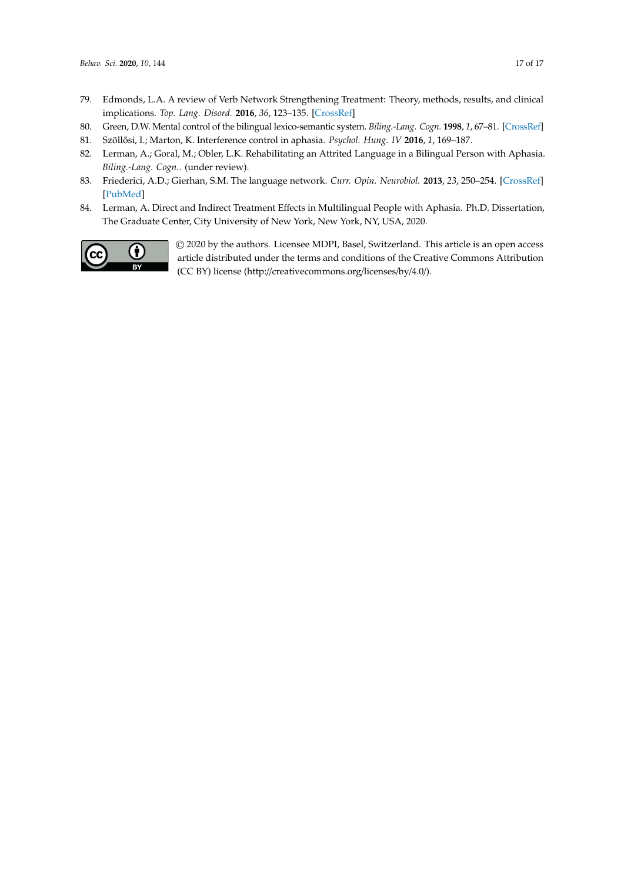79. Edmonds, L.A. A review of Verb Network Strengthening Treatment: Theory, methods, results, and clinical implications. *Top. Lang. Disord.* **2016**, *36*, 123–135. [CrossRef]
80. Green, D.W. Mental control of the bilingual lexico-semantic system. *Biling.-Lang. Cogn.* **1998**, *1*, 67–81. [CrossRef]
81. Szöllősi, I.; Marton, K. Interference control in aphasia. *Psychol. Hung. IV* **2016**, *1*, 169–187.
82. Lerman, A.; Goral, M.; Obler, L.K. Rehabilitating an Attrited Language in a Bilingual Person with Aphasia. *Biling.-Lang. Cogn.*. (under review).
83. Friederici, A.D.; Gierhan, S.M. The language network. *Curr. Opin. Neurobiol.* **2013**, *23*, 250–254. [CrossRef] [PubMed]
84. Lerman, A. Direct and Indirect Treatment Effects in Multilingual People with Aphasia. Ph.D. Dissertation, The Graduate Center, City University of New York, New York, NY, USA, 2020.

© 2020 by the authors. Licensee MDPI, Basel, Switzerland. This article is an open access article distributed under the terms and conditions of the Creative Commons Attribution (CC BY) license (http://creativecommons.org/licenses/by/4.0/).